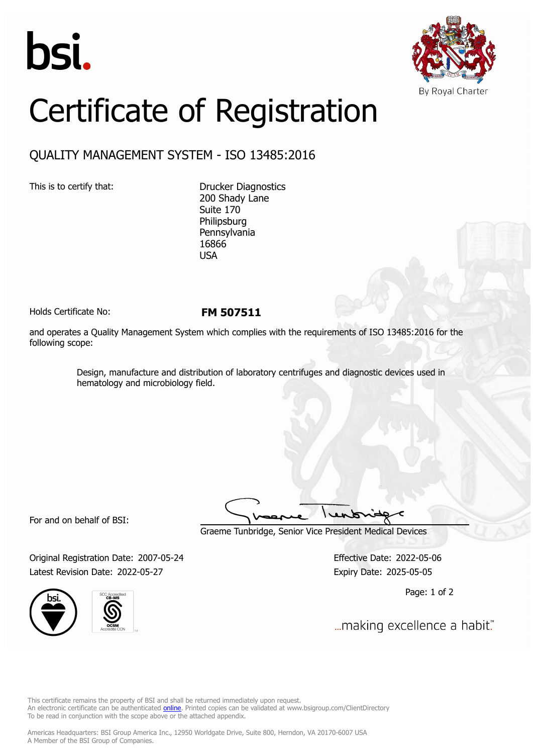bsi.

By Royal Charter

# Certificate of Registration

## QUALITY MANAGEMENT SYSTEM - ISO 13485:2016

This is to certify that:

Drucker Diagnostics
200 Shady Lane
Suite 170
Philipsburg
Pennsylvania
16866
USA

Holds Certificate No: **FM 507511**

and operates a Quality Management System which complies with the requirements of ISO 13485:2016 for the following scope:

> Design, manufacture and distribution of laboratory centrifuges and diagnostic devices used in hematology and microbiology field.

For and on behalf of BSI:

Graeme Tunbridge, Senior Vice President Medical Devices

Original Registration Date: 2007-05-24
Latest Revision Date: 2022-05-27

Effective Date: 2022-05-06
Expiry Date: 2025-05-05

...making excellence a habit.™

This certificate remains the property of BSI and shall be returned immediately upon request.
An electronic certificate can be authenticated online. Printed copies can be validated at www.bsigroup.com/ClientDirectory
To be read in conjunction with the scope above or the attached appendix.

Americas Headquarters: BSI Group America Inc., 12950 Worldgate Drive, Suite 800, Herndon, VA 20170-6007 USA
A Member of the BSI Group of Companies.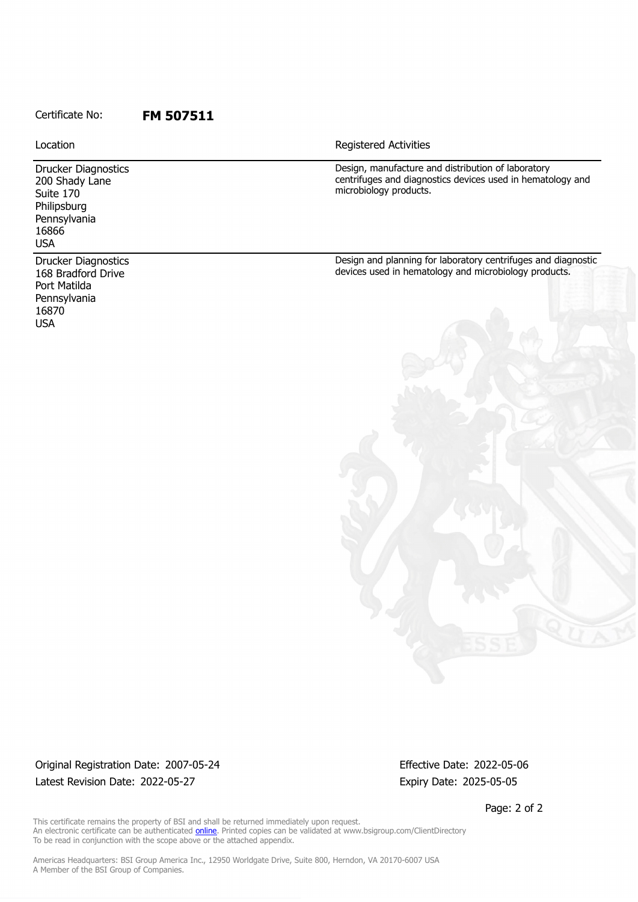Certificate No: **FM 507511**

| Location | Registered Activities |
| --- | --- |
| Drucker Diagnostics<br>200 Shady Lane<br>Suite 170<br>Philipsburg<br>Pennsylvania<br>16866<br>USA | Design, manufacture and distribution of laboratory centrifuges and diagnostics devices used in hematology and microbiology products. |
| Drucker Diagnostics<br>168 Bradford Drive<br>Port Matilda<br>Pennsylvania<br>16870<br>USA | Design and planning for laboratory centrifuges and diagnostic devices used in hematology and microbiology products. |

Original Registration Date: 2007-05-24

Latest Revision Date: 2022-05-27

Effective Date: 2022-05-06

Expiry Date: 2025-05-05

This certificate remains the property of BSI and shall be returned immediately upon request.
An electronic certificate can be authenticated online. Printed copies can be validated at www.bsigroup.com/ClientDirectory
To be read in conjunction with the scope above or the attached appendix.

Americas Headquarters: BSI Group America Inc., 12950 Worldgate Drive, Suite 800, Herndon, VA 20170-6007 USA
A Member of the BSI Group of Companies.